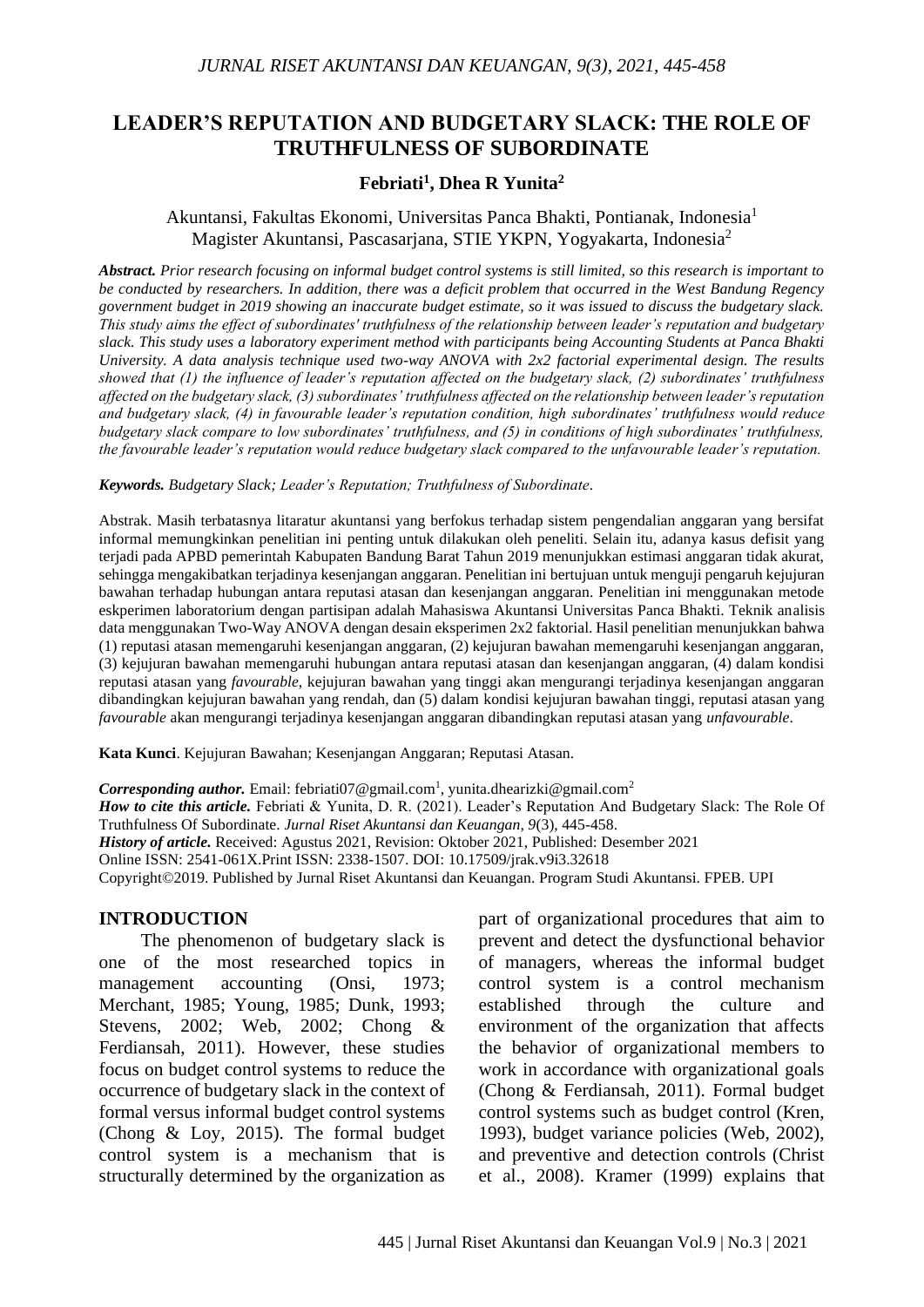# LEADER'S REPUTATION AND BUDGETARY SLACK: THE ROLE OF TRUTHFULNESS OF SUBORDINATE

**Febriati[1], Dhea R Yunita[2]**

Akuntansi, Fakultas Ekonomi, Universitas Panca Bhakti, Pontianak, Indonesia[1]
Magister Akuntansi, Pascasarjana, STIE YKPN, Yogyakarta, Indonesia[2]

***Abstract.*** *Prior research focusing on informal budget control systems is still limited, so this research is important to be conducted by researchers. In addition, there was a deficit problem that occurred in the West Bandung Regency government budget in 2019 showing an inaccurate budget estimate, so it was issued to discuss the budgetary slack. This study aims the effect of subordinates' truthfulness of the relationship between leader's reputation and budgetary slack. This study uses a laboratory experiment method with participants being Accounting Students at Panca Bhakti University. A data analysis technique used two-way ANOVA with 2x2 factorial experimental design. The results showed that (1) the influence of leader's reputation affected on the budgetary slack, (2) subordinates' truthfulness affected on the budgetary slack, (3) subordinates' truthfulness affected on the relationship between leader's reputation and budgetary slack, (4) in favourable leader's reputation condition, high subordinates' truthfulness would reduce budgetary slack compare to low subordinates' truthfulness, and (5) in conditions of high subordinates' truthfulness, the favourable leader's reputation would reduce budgetary slack compared to the unfavourable leader's reputation.*

***Keywords.*** *Budgetary Slack; Leader's Reputation; Truthfulness of Subordinate.*

Abstrak. Masih terbatasnya litaratur akuntansi yang berfokus terhadap sistem pengendalian anggaran yang bersifat informal memungkinkan penelitian ini penting untuk dilakukan oleh peneliti. Selain itu, adanya kasus defisit yang terjadi pada APBD pemerintah Kabupaten Bandung Barat Tahun 2019 menunjukkan estimasi anggaran tidak akurat, sehingga mengakibatkan terjadinya kesenjangan anggaran. Penelitian ini bertujuan untuk menguji pengaruh kejujuran bawahan terhadap hubungan antara reputasi atasan dan kesenjangan anggaran. Penelitian ini menggunakan metode eskperimen laboratorium dengan partisipan adalah Mahasiswa Akuntansi Universitas Panca Bhakti. Teknik analisis data menggunakan Two-Way ANOVA dengan desain eksperimen 2x2 faktorial. Hasil penelitian menunjukkan bahwa (1) reputasi atasan memengaruhi kesenjangan anggaran, (2) kejujuran bawahan memengaruhi kesenjangan anggaran, (3) kejujuran bawahan memengaruhi hubungan antara reputasi atasan dan kesenjangan anggaran, (4) dalam kondisi reputasi atasan yang *favourable*, kejujuran bawahan yang tinggi akan mengurangi terjadinya kesenjangan anggaran dibandingkan kejujuran bawahan yang rendah, dan (5) dalam kondisi kejujuran bawahan tinggi, reputasi atasan yang *favourable* akan mengurangi terjadinya kesenjangan anggaran dibandingkan reputasi atasan yang *unfavourable*.

**Kata Kunci**. Kejujuran Bawahan; Kesenjangan Anggaran; Reputasi Atasan.

***Corresponding author.*** Email: febriati07@gmail.com[1], yunita.dhearizki@gmail.com[2]
***How to cite this article.*** Febriati & Yunita, D. R. (2021). Leader's Reputation And Budgetary Slack: The Role Of Truthfulness Of Subordinate. *Jurnal Riset Akuntansi dan Keuangan, 9*(3), 445-458.
***History of article.*** Received: Agustus 2021, Revision: Oktober 2021, Published: Desember 2021
Online ISSN: 2541-061X.Print ISSN: 2338-1507. DOI: 10.17509/jrak.v9i3.32618
Copyright©2019. Published by Jurnal Riset Akuntansi dan Keuangan. Program Studi Akuntansi. FPEB. UPI

## INTRODUCTION

The phenomenon of budgetary slack is one of the most researched topics in management accounting (Onsi, 1973; Merchant, 1985; Young, 1985; Dunk, 1993; Stevens, 2002; Web, 2002; Chong & Ferdiansah, 2011). However, these studies focus on budget control systems to reduce the occurrence of budgetary slack in the context of formal versus informal budget control systems (Chong & Loy, 2015). The formal budget control system is a mechanism that is structurally determined by the organization as part of organizational procedures that aim to prevent and detect the dysfunctional behavior of managers, whereas the informal budget control system is a control mechanism established through the culture and environment of the organization that affects the behavior of organizational members to work in accordance with organizational goals (Chong & Ferdiansah, 2011). Formal budget control systems such as budget control (Kren, 1993), budget variance policies (Web, 2002), and preventive and detection controls (Christ et al., 2008). Kramer (1999) explains that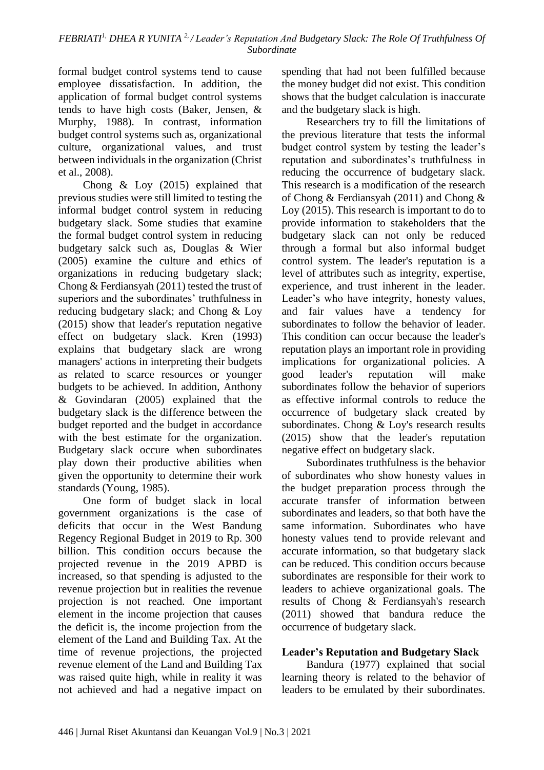formal budget control systems tend to cause employee dissatisfaction. In addition, the application of formal budget control systems tends to have high costs (Baker, Jensen, & Murphy, 1988). In contrast, information budget control systems such as, organizational culture, organizational values, and trust between individuals in the organization (Christ et al., 2008).

Chong & Loy (2015) explained that previous studies were still limited to testing the informal budget control system in reducing budgetary slack. Some studies that examine the formal budget control system in reducing budgetary salck such as, Douglas & Wier (2005) examine the culture and ethics of organizations in reducing budgetary slack; Chong & Ferdiansyah (2011) tested the trust of superiors and the subordinates' truthfulness in reducing budgetary slack; and Chong & Loy (2015) show that leader's reputation negative effect on budgetary slack. Kren (1993) explains that budgetary slack are wrong managers' actions in interpreting their budgets as related to scarce resources or younger budgets to be achieved. In addition, Anthony & Govindaran (2005) explained that the budgetary slack is the difference between the budget reported and the budget in accordance with the best estimate for the organization. Budgetary slack occure when subordinates play down their productive abilities when given the opportunity to determine their work standards (Young, 1985).

One form of budget slack in local government organizations is the case of deficits that occur in the West Bandung Regency Regional Budget in 2019 to Rp. 300 billion. This condition occurs because the projected revenue in the 2019 APBD is increased, so that spending is adjusted to the revenue projection but in realities the revenue projection is not reached. One important element in the income projection that causes the deficit is, the income projection from the element of the Land and Building Tax. At the time of revenue projections, the projected revenue element of the Land and Building Tax was raised quite high, while in reality it was not achieved and had a negative impact on spending that had not been fulfilled because the money budget did not exist. This condition shows that the budget calculation is inaccurate and the budgetary slack is high.

Researchers try to fill the limitations of the previous literature that tests the informal budget control system by testing the leader's reputation and subordinates's truthfulness in reducing the occurrence of budgetary slack. This research is a modification of the research of Chong & Ferdiansyah (2011) and Chong & Loy (2015). This research is important to do to provide information to stakeholders that the budgetary slack can not only be reduced through a formal but also informal budget control system. The leader's reputation is a level of attributes such as integrity, expertise, experience, and trust inherent in the leader. Leader's who have integrity, honesty values, and fair values have a tendency for subordinates to follow the behavior of leader. This condition can occur because the leader's reputation plays an important role in providing implications for organizational policies. A good leader's reputation will make subordinates follow the behavior of superiors as effective informal controls to reduce the occurrence of budgetary slack created by subordinates. Chong & Loy's research results (2015) show that the leader's reputation negative effect on budgetary slack.

Subordinates truthfulness is the behavior of subordinates who show honesty values in the budget preparation process through the accurate transfer of information between subordinates and leaders, so that both have the same information. Subordinates who have honesty values tend to provide relevant and accurate information, so that budgetary slack can be reduced. This condition occurs because subordinates are responsible for their work to leaders to achieve organizational goals. The results of Chong & Ferdiansyah's research (2011) showed that bandura reduce the occurrence of budgetary slack.

## Leader's Reputation and Budgetary Slack

Bandura (1977) explained that social learning theory is related to the behavior of leaders to be emulated by their subordinates.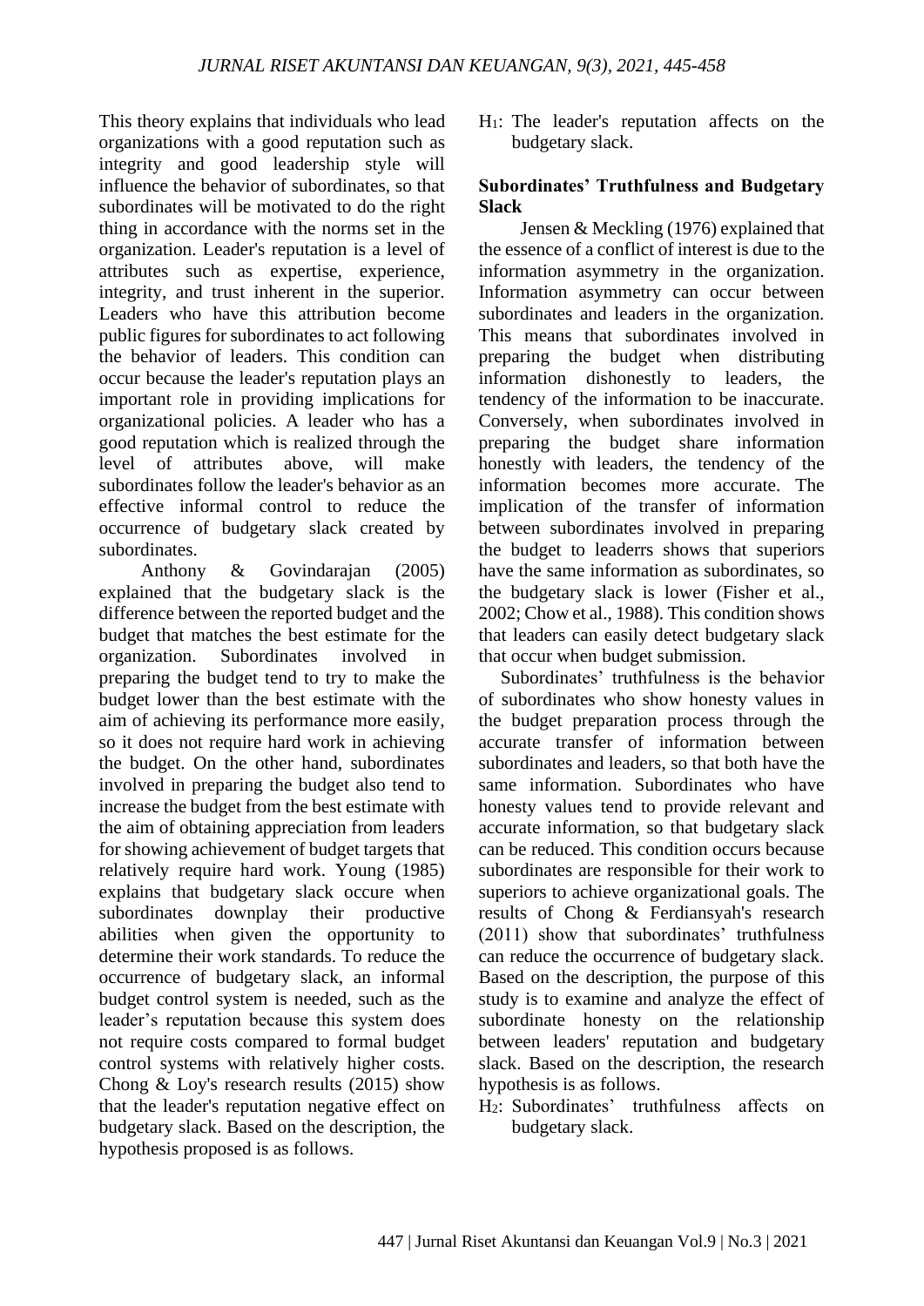This theory explains that individuals who lead organizations with a good reputation such as integrity and good leadership style will influence the behavior of subordinates, so that subordinates will be motivated to do the right thing in accordance with the norms set in the organization. Leader's reputation is a level of attributes such as expertise, experience, integrity, and trust inherent in the superior. Leaders who have this attribution become public figures for subordinates to act following the behavior of leaders. This condition can occur because the leader's reputation plays an important role in providing implications for organizational policies. A leader who has a good reputation which is realized through the level of attributes above, will make subordinates follow the leader's behavior as an effective informal control to reduce the occurrence of budgetary slack created by subordinates.

Anthony & Govindarajan (2005) explained that the budgetary slack is the difference between the reported budget and the budget that matches the best estimate for the organization. Subordinates involved in preparing the budget tend to try to make the budget lower than the best estimate with the aim of achieving its performance more easily, so it does not require hard work in achieving the budget. On the other hand, subordinates involved in preparing the budget also tend to increase the budget from the best estimate with the aim of obtaining appreciation from leaders for showing achievement of budget targets that relatively require hard work. Young (1985) explains that budgetary slack occure when subordinates downplay their productive abilities when given the opportunity to determine their work standards. To reduce the occurrence of budgetary slack, an informal budget control system is needed, such as the leader's reputation because this system does not require costs compared to formal budget control systems with relatively higher costs. Chong & Loy's research results (2015) show that the leader's reputation negative effect on budgetary slack. Based on the description, the hypothesis proposed is as follows.

$H_1$: The leader's reputation affects on the budgetary slack.

### Subordinates' Truthfulness and Budgetary Slack

Jensen & Meckling (1976) explained that the essence of a conflict of interest is due to the information asymmetry in the organization. Information asymmetry can occur between subordinates and leaders in the organization. This means that subordinates involved in preparing the budget when distributing information dishonestly to leaders, the tendency of the information to be inaccurate. Conversely, when subordinates involved in preparing the budget share information honestly with leaders, the tendency of the information becomes more accurate. The implication of the transfer of information between subordinates involved in preparing the budget to leaderrs shows that superiors have the same information as subordinates, so the budgetary slack is lower (Fisher et al., 2002; Chow et al., 1988). This condition shows that leaders can easily detect budgetary slack that occur when budget submission.

Subordinates' truthfulness is the behavior of subordinates who show honesty values in the budget preparation process through the accurate transfer of information between subordinates and leaders, so that both have the same information. Subordinates who have honesty values tend to provide relevant and accurate information, so that budgetary slack can be reduced. This condition occurs because subordinates are responsible for their work to superiors to achieve organizational goals. The results of Chong & Ferdiansyah's research (2011) show that subordinates' truthfulness can reduce the occurrence of budgetary slack. Based on the description, the purpose of this study is to examine and analyze the effect of subordinate honesty on the relationship between leaders' reputation and budgetary slack. Based on the description, the research hypothesis is as follows.

$H_2$: Subordinates' truthfulness affects on budgetary slack.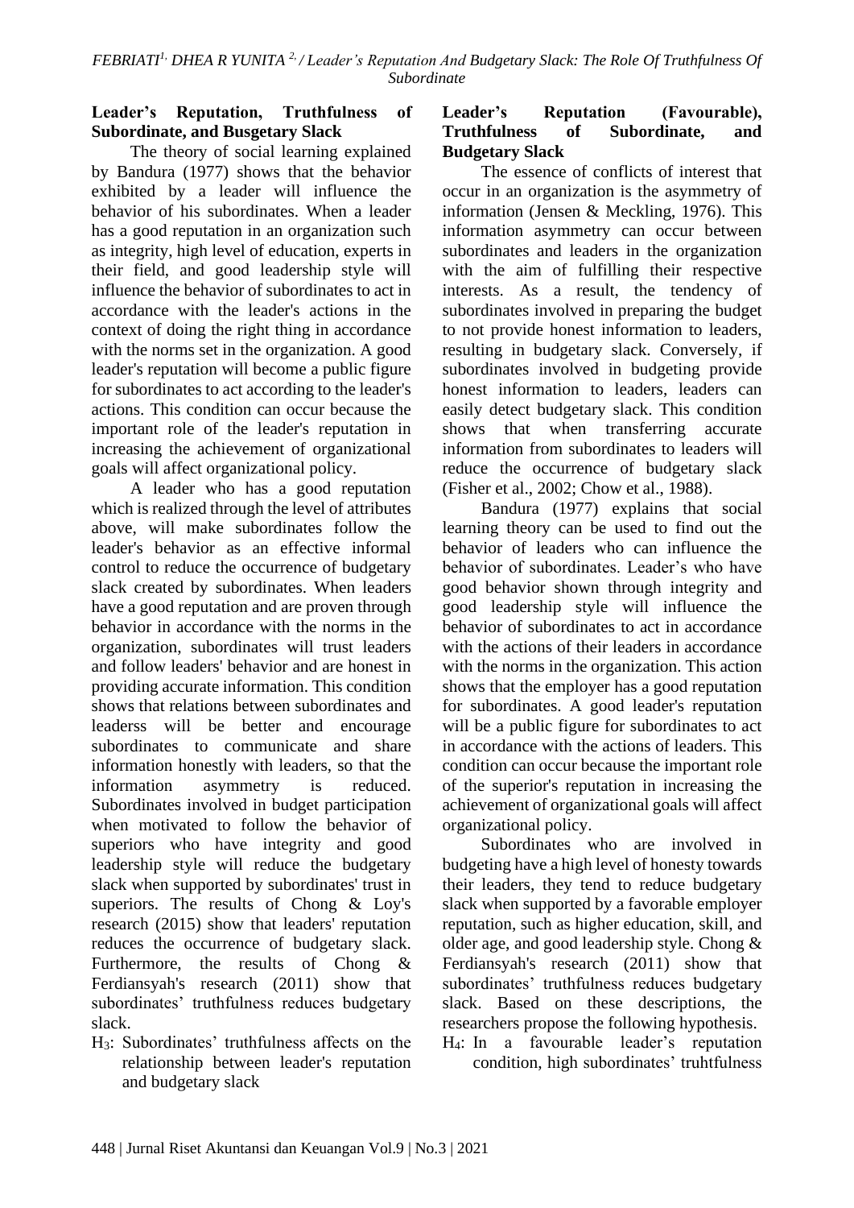**Leader's Reputation, Truthfulness of Subordinate, and Busgetary Slack**

The theory of social learning explained by Bandura (1977) shows that the behavior exhibited by a leader will influence the behavior of his subordinates. When a leader has a good reputation in an organization such as integrity, high level of education, experts in their field, and good leadership style will influence the behavior of subordinates to act in accordance with the leader's actions in the context of doing the right thing in accordance with the norms set in the organization. A good leader's reputation will become a public figure for subordinates to act according to the leader's actions. This condition can occur because the important role of the leader's reputation in increasing the achievement of organizational goals will affect organizational policy.

A leader who has a good reputation which is realized through the level of attributes above, will make subordinates follow the leader's behavior as an effective informal control to reduce the occurrence of budgetary slack created by subordinates. When leaders have a good reputation and are proven through behavior in accordance with the norms in the organization, subordinates will trust leaders and follow leaders' behavior and are honest in providing accurate information. This condition shows that relations between subordinates and leaderss will be better and encourage subordinates to communicate and share information honestly with leaders, so that the information asymmetry is reduced. Subordinates involved in budget participation when motivated to follow the behavior of superiors who have integrity and good leadership style will reduce the budgetary slack when supported by subordinates' trust in superiors. The results of Chong & Loy's research (2015) show that leaders' reputation reduces the occurrence of budgetary slack. Furthermore, the results of Chong & Ferdiansyah's research (2011) show that subordinates' truthfulness reduces budgetary slack.

$H_3$: Subordinates' truthfulness affects on the relationship between leader's reputation and budgetary slack

**Leader's Reputation (Favourable), Truthfulness of Subordinate, and Budgetary Slack**

The essence of conflicts of interest that occur in an organization is the asymmetry of information (Jensen & Meckling, 1976). This information asymmetry can occur between subordinates and leaders in the organization with the aim of fulfilling their respective interests. As a result, the tendency of subordinates involved in preparing the budget to not provide honest information to leaders, resulting in budgetary slack. Conversely, if subordinates involved in budgeting provide honest information to leaders, leaders can easily detect budgetary slack. This condition shows that when transferring accurate information from subordinates to leaders will reduce the occurrence of budgetary slack (Fisher et al., 2002; Chow et al., 1988).

Bandura (1977) explains that social learning theory can be used to find out the behavior of leaders who can influence the behavior of subordinates. Leader's who have good behavior shown through integrity and good leadership style will influence the behavior of subordinates to act in accordance with the actions of their leaders in accordance with the norms in the organization. This action shows that the employer has a good reputation for subordinates. A good leader's reputation will be a public figure for subordinates to act in accordance with the actions of leaders. This condition can occur because the important role of the superior's reputation in increasing the achievement of organizational goals will affect organizational policy.

Subordinates who are involved in budgeting have a high level of honesty towards their leaders, they tend to reduce budgetary slack when supported by a favorable employer reputation, such as higher education, skill, and older age, and good leadership style. Chong & Ferdiansyah's research (2011) show that subordinates' truthfulness reduces budgetary slack. Based on these descriptions, the researchers propose the following hypothesis.

$H_4$: In a favourable leader's reputation condition, high subordinates' truhtfulness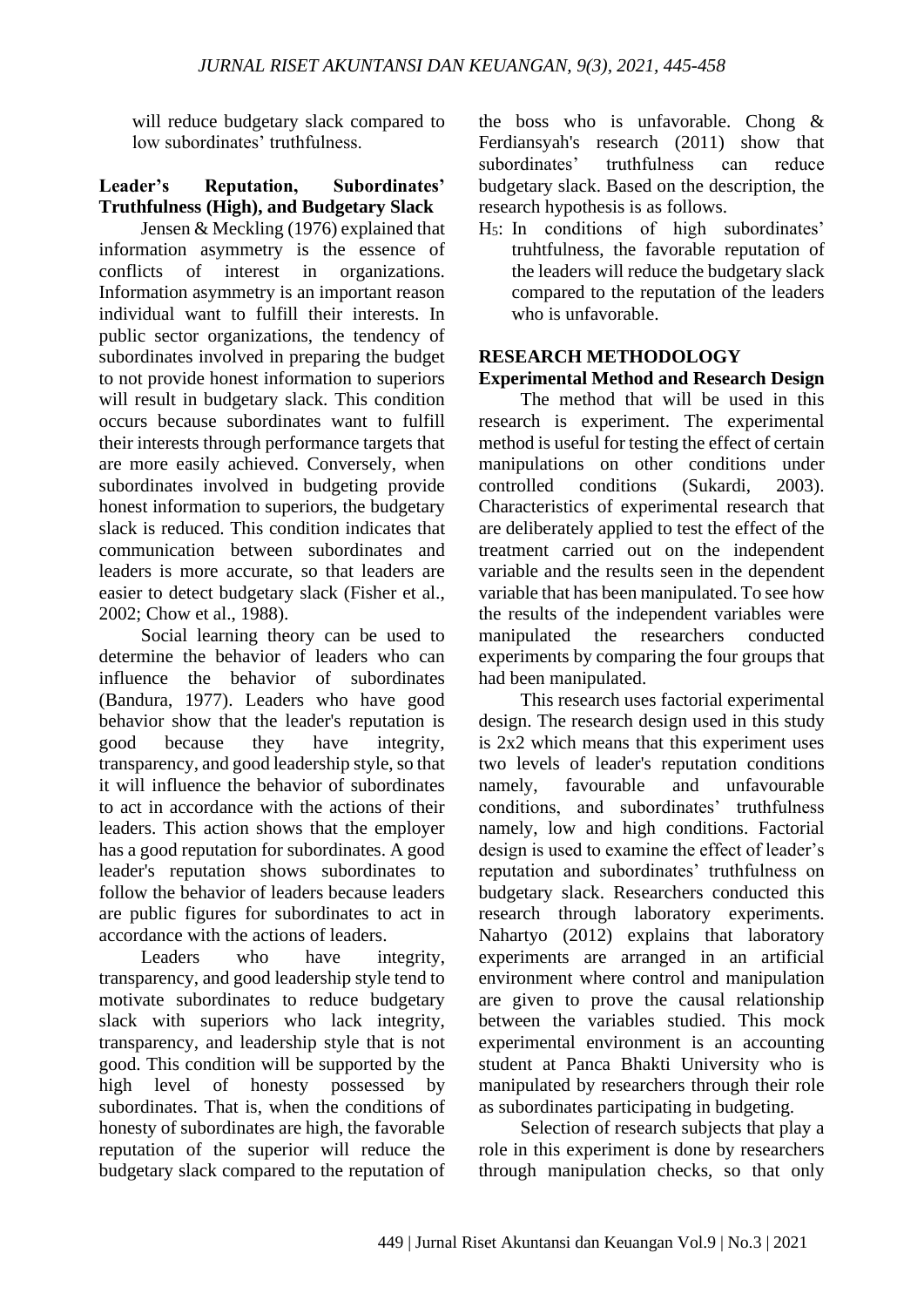will reduce budgetary slack compared to low subordinates' truthfulness.

### Leader's Reputation, Subordinates' Truthfulness (High), and Budgetary Slack

Jensen & Meckling (1976) explained that information asymmetry is the essence of conflicts of interest in organizations. Information asymmetry is an important reason individual want to fulfill their interests. In public sector organizations, the tendency of subordinates involved in preparing the budget to not provide honest information to superiors will result in budgetary slack. This condition occurs because subordinates want to fulfill their interests through performance targets that are more easily achieved. Conversely, when subordinates involved in budgeting provide honest information to superiors, the budgetary slack is reduced. This condition indicates that communication between subordinates and leaders is more accurate, so that leaders are easier to detect budgetary slack (Fisher et al., 2002; Chow et al., 1988).

Social learning theory can be used to determine the behavior of leaders who can influence the behavior of subordinates (Bandura, 1977). Leaders who have good behavior show that the leader's reputation is good because they have integrity, transparency, and good leadership style, so that it will influence the behavior of subordinates to act in accordance with the actions of their leaders. This action shows that the employer has a good reputation for subordinates. A good leader's reputation shows subordinates to follow the behavior of leaders because leaders are public figures for subordinates to act in accordance with the actions of leaders.

Leaders who have integrity, transparency, and good leadership style tend to motivate subordinates to reduce budgetary slack with superiors who lack integrity, transparency, and leadership style that is not good. This condition will be supported by the high level of honesty possessed by subordinates. That is, when the conditions of honesty of subordinates are high, the favorable reputation of the superior will reduce the budgetary slack compared to the reputation of the boss who is unfavorable. Chong & Ferdiansyah's research (2011) show that subordinates' truthfulness can reduce budgetary slack. Based on the description, the research hypothesis is as follows.

$H_5$: In conditions of high subordinates' truhtfulness, the favorable reputation of the leaders will reduce the budgetary slack compared to the reputation of the leaders who is unfavorable.

## RESEARCH METHODOLOGY

### Experimental Method and Research Design

The method that will be used in this research is experiment. The experimental method is useful for testing the effect of certain manipulations on other conditions under controlled conditions (Sukardi, 2003). Characteristics of experimental research that are deliberately applied to test the effect of the treatment carried out on the independent variable and the results seen in the dependent variable that has been manipulated. To see how the results of the independent variables were manipulated the researchers conducted experiments by comparing the four groups that had been manipulated.

This research uses factorial experimental design. The research design used in this study is 2x2 which means that this experiment uses two levels of leader's reputation conditions namely, favourable and unfavourable conditions, and subordinates' truthfulness namely, low and high conditions. Factorial design is used to examine the effect of leader's reputation and subordinates' truthfulness on budgetary slack. Researchers conducted this research through laboratory experiments. Nahartyo (2012) explains that laboratory experiments are arranged in an artificial environment where control and manipulation are given to prove the causal relationship between the variables studied. This mock experimental environment is an accounting student at Panca Bhakti University who is manipulated by researchers through their role as subordinates participating in budgeting.

Selection of research subjects that play a role in this experiment is done by researchers through manipulation checks, so that only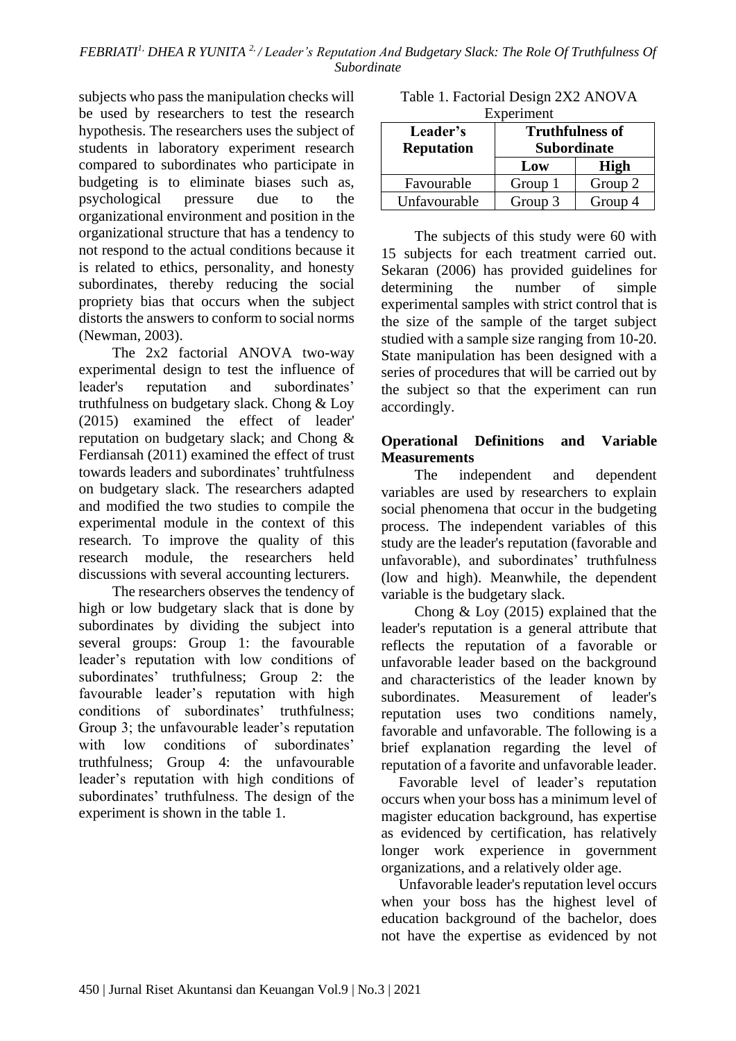subjects who pass the manipulation checks will be used by researchers to test the research hypothesis. The researchers uses the subject of students in laboratory experiment research compared to subordinates who participate in budgeting is to eliminate biases such as, psychological pressure due to the organizational environment and position in the organizational structure that has a tendency to not respond to the actual conditions because it is related to ethics, personality, and honesty subordinates, thereby reducing the social propriety bias that occurs when the subject distorts the answers to conform to social norms (Newman, 2003).

The 2x2 factorial ANOVA two-way experimental design to test the influence of leader's reputation and subordinates' truthfulness on budgetary slack. Chong & Loy (2015) examined the effect of leader' reputation on budgetary slack; and Chong & Ferdiansah (2011) examined the effect of trust towards leaders and subordinates' truhtfulness on budgetary slack. The researchers adapted and modified the two studies to compile the experimental module in the context of this research. To improve the quality of this research module, the researchers held discussions with several accounting lecturers.

The researchers observes the tendency of high or low budgetary slack that is done by subordinates by dividing the subject into several groups: Group 1: the favourable leader's reputation with low conditions of subordinates' truthfulness; Group 2: the favourable leader's reputation with high conditions of subordinates' truthfulness; Group 3; the unfavourable leader's reputation with low conditions of subordinates' truthfulness; Group 4: the unfavourable leader's reputation with high conditions of subordinates' truthfulness. The design of the experiment is shown in the table 1.

Table 1. Factorial Design 2X2 ANOVA Experiment

| **Leader's Reputation** | **Truthfulness of Subordinate** | |
|---|---|---|
| | **Low** | **High** |
| Favourable | Group 1 | Group 2 |
| Unfavourable | Group 3 | Group 4 |

The subjects of this study were 60 with 15 subjects for each treatment carried out. Sekaran (2006) has provided guidelines for determining the number of simple experimental samples with strict control that is the size of the sample of the target subject studied with a sample size ranging from 10-20. State manipulation has been designed with a series of procedures that will be carried out by the subject so that the experiment can run accordingly.

### Operational Definitions and Variable Measurements

The independent and dependent variables are used by researchers to explain social phenomena that occur in the budgeting process. The independent variables of this study are the leader's reputation (favorable and unfavorable), and subordinates' truthfulness (low and high). Meanwhile, the dependent variable is the budgetary slack.

Chong & Loy (2015) explained that the leader's reputation is a general attribute that reflects the reputation of a favorable or unfavorable leader based on the background and characteristics of the leader known by subordinates. Measurement of leader's reputation uses two conditions namely, favorable and unfavorable. The following is a brief explanation regarding the level of reputation of a favorite and unfavorable leader.

Favorable level of leader's reputation occurs when your boss has a minimum level of magister education background, has expertise as evidenced by certification, has relatively longer work experience in government organizations, and a relatively older age.

Unfavorable leader's reputation level occurs when your boss has the highest level of education background of the bachelor, does not have the expertise as evidenced by not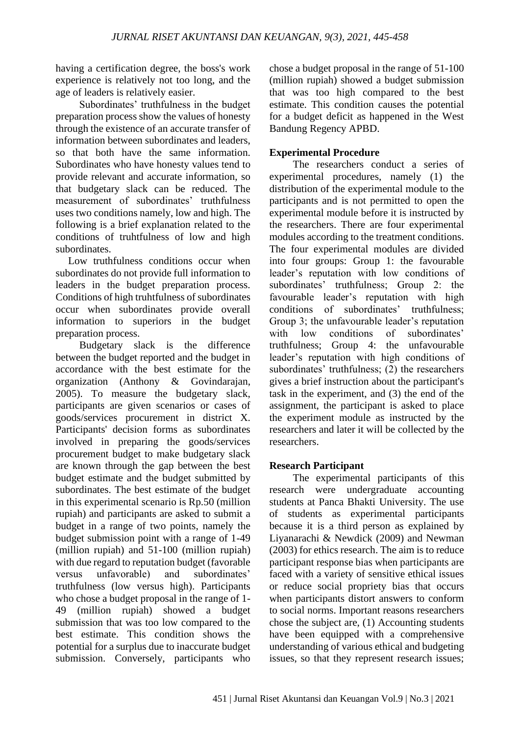having a certification degree, the boss's work experience is relatively not too long, and the age of leaders is relatively easier.

Subordinates' truthfulness in the budget preparation process show the values of honesty through the existence of an accurate transfer of information between subordinates and leaders, so that both have the same information. Subordinates who have honesty values tend to provide relevant and accurate information, so that budgetary slack can be reduced. The measurement of subordinates' truthfulness uses two conditions namely, low and high. The following is a brief explanation related to the conditions of truhtfulness of low and high subordinates.

Low truthfulness conditions occur when subordinates do not provide full information to leaders in the budget preparation process. Conditions of high truhtfulness of subordinates occur when subordinates provide overall information to superiors in the budget preparation process.

Budgetary slack is the difference between the budget reported and the budget in accordance with the best estimate for the organization (Anthony & Govindarajan, 2005). To measure the budgetary slack, participants are given scenarios or cases of goods/services procurement in district X. Participants' decision forms as subordinates involved in preparing the goods/services procurement budget to make budgetary slack are known through the gap between the best budget estimate and the budget submitted by subordinates. The best estimate of the budget in this experimental scenario is Rp.50 (million rupiah) and participants are asked to submit a budget in a range of two points, namely the budget submission point with a range of 1-49 (million rupiah) and 51-100 (million rupiah) with due regard to reputation budget (favorable versus unfavorable) and subordinates' truthfulness (low versus high). Participants who chose a budget proposal in the range of 1-49 (million rupiah) showed a budget submission that was too low compared to the best estimate. This condition shows the potential for a surplus due to inaccurate budget submission. Conversely, participants who chose a budget proposal in the range of 51-100 (million rupiah) showed a budget submission that was too high compared to the best estimate. This condition causes the potential for a budget deficit as happened in the West Bandung Regency APBD.

**Experimental Procedure**

The researchers conduct a series of experimental procedures, namely (1) the distribution of the experimental module to the participants and is not permitted to open the experimental module before it is instructed by the researchers. There are four experimental modules according to the treatment conditions. The four experimental modules are divided into four groups: Group 1: the favourable leader's reputation with low conditions of subordinates' truthfulness; Group 2: the favourable leader's reputation with high conditions of subordinates' truthfulness; Group 3; the unfavourable leader's reputation with low conditions of subordinates' truthfulness; Group 4: the unfavourable leader's reputation with high conditions of subordinates' truthfulness; (2) the researchers gives a brief instruction about the participant's task in the experiment, and (3) the end of the assignment, the participant is asked to place the experiment module as instructed by the researchers and later it will be collected by the researchers.

**Research Participant**

The experimental participants of this research were undergraduate accounting students at Panca Bhakti University. The use of students as experimental participants because it is a third person as explained by Liyanarachi & Newdick (2009) and Newman (2003) for ethics research. The aim is to reduce participant response bias when participants are faced with a variety of sensitive ethical issues or reduce social propriety bias that occurs when participants distort answers to conform to social norms. Important reasons researchers chose the subject are, (1) Accounting students have been equipped with a comprehensive understanding of various ethical and budgeting issues, so that they represent research issues;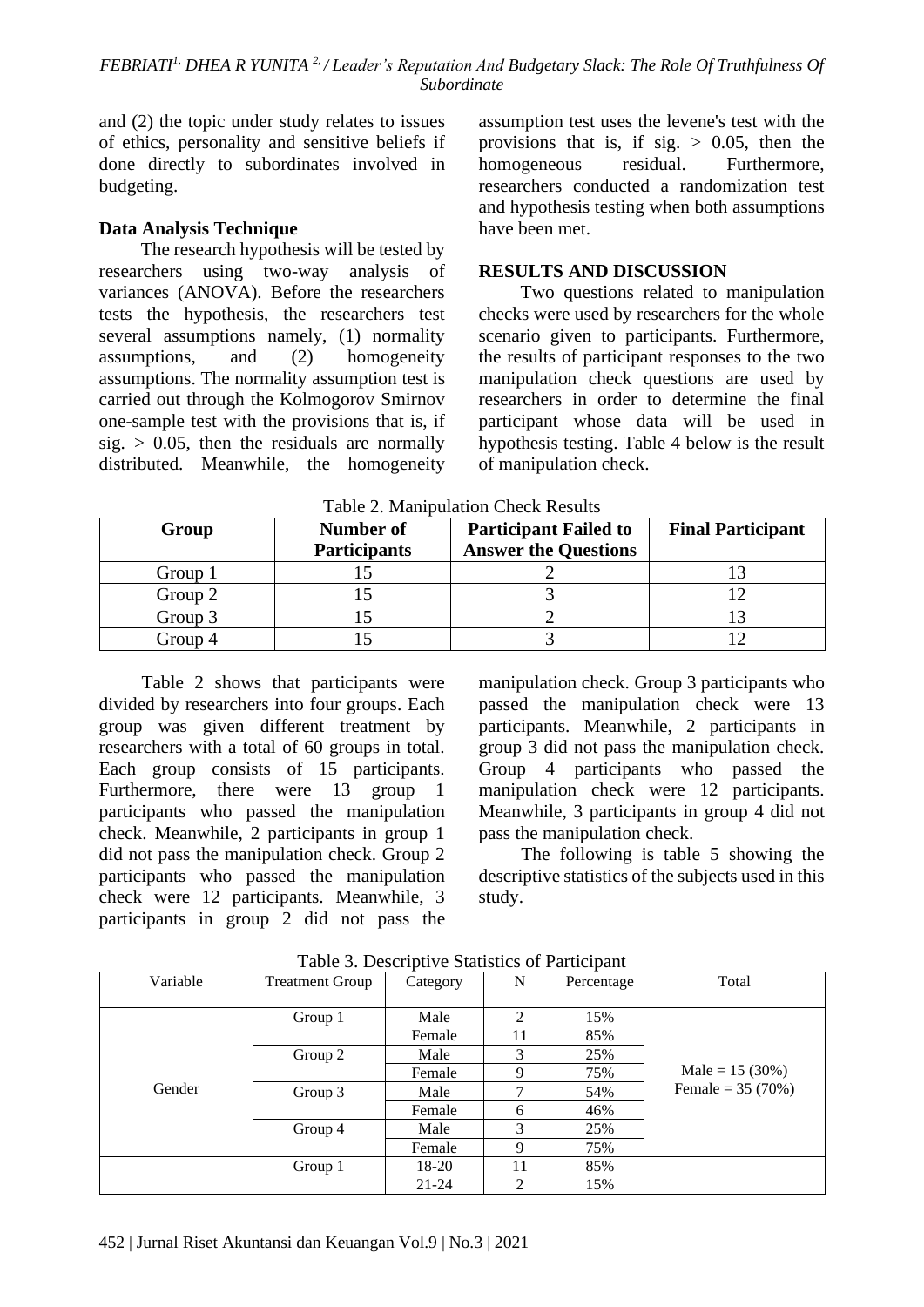and (2) the topic under study relates to issues of ethics, personality and sensitive beliefs if done directly to subordinates involved in budgeting.

### Data Analysis Technique

The research hypothesis will be tested by researchers using two-way analysis of variances (ANOVA). Before the researchers tests the hypothesis, the researchers test several assumptions namely, (1) normality assumptions, and (2) homogeneity assumptions. The normality assumption test is carried out through the Kolmogorov Smirnov one-sample test with the provisions that is, if sig. > 0.05, then the residuals are normally distributed. Meanwhile, the homogeneity assumption test uses the levene's test with the provisions that is, if sig. > 0.05, then the homogeneous residual. Furthermore, researchers conducted a randomization test and hypothesis testing when both assumptions have been met.

## RESULTS AND DISCUSSION

Two questions related to manipulation checks were used by researchers for the whole scenario given to participants. Furthermore, the results of participant responses to the two manipulation check questions are used by researchers in order to determine the final participant whose data will be used in hypothesis testing. Table 4 below is the result of manipulation check.

Table 2. Manipulation Check Results

| Group | Number of Participants | Participant Failed to Answer the Questions | Final Participant |
|---|---|---|---|
| Group 1 | 15 | 2 | 13 |
| Group 2 | 15 | 3 | 12 |
| Group 3 | 15 | 2 | 13 |
| Group 4 | 15 | 3 | 12 |

Table 2 shows that participants were divided by researchers into four groups. Each group was given different treatment by researchers with a total of 60 groups in total. Each group consists of 15 participants. Furthermore, there were 13 group 1 participants who passed the manipulation check. Meanwhile, 2 participants in group 1 did not pass the manipulation check. Group 2 participants who passed the manipulation check were 12 participants. Meanwhile, 3 participants in group 2 did not pass the manipulation check. Group 3 participants who passed the manipulation check were 13 participants. Meanwhile, 2 participants in group 3 did not pass the manipulation check. Group 4 participants who passed the manipulation check were 12 participants. Meanwhile, 3 participants in group 4 did not pass the manipulation check.

The following is table 5 showing the descriptive statistics of the subjects used in this study.

Table 3. Descriptive Statistics of Participant

| Variable | Treatment Group | Category | N | Percentage | Total |
|---|---|---|---|---|---|
| Gender | Group 1 | Male | 2 | 15% | Male = 15 (30%)<br>Female = 35 (70%) |
| | | Female | 11 | 85% | |
| | Group 2 | Male | 3 | 25% | |
| | | Female | 9 | 75% | |
| | Group 3 | Male | 7 | 54% | |
| | | Female | 6 | 46% | |
| | Group 4 | Male | 3 | 25% | |
| | | Female | 9 | 75% | |
| | Group 1 | 18-20 | 11 | 85% | |
| | | 21-24 | 2 | 15% | |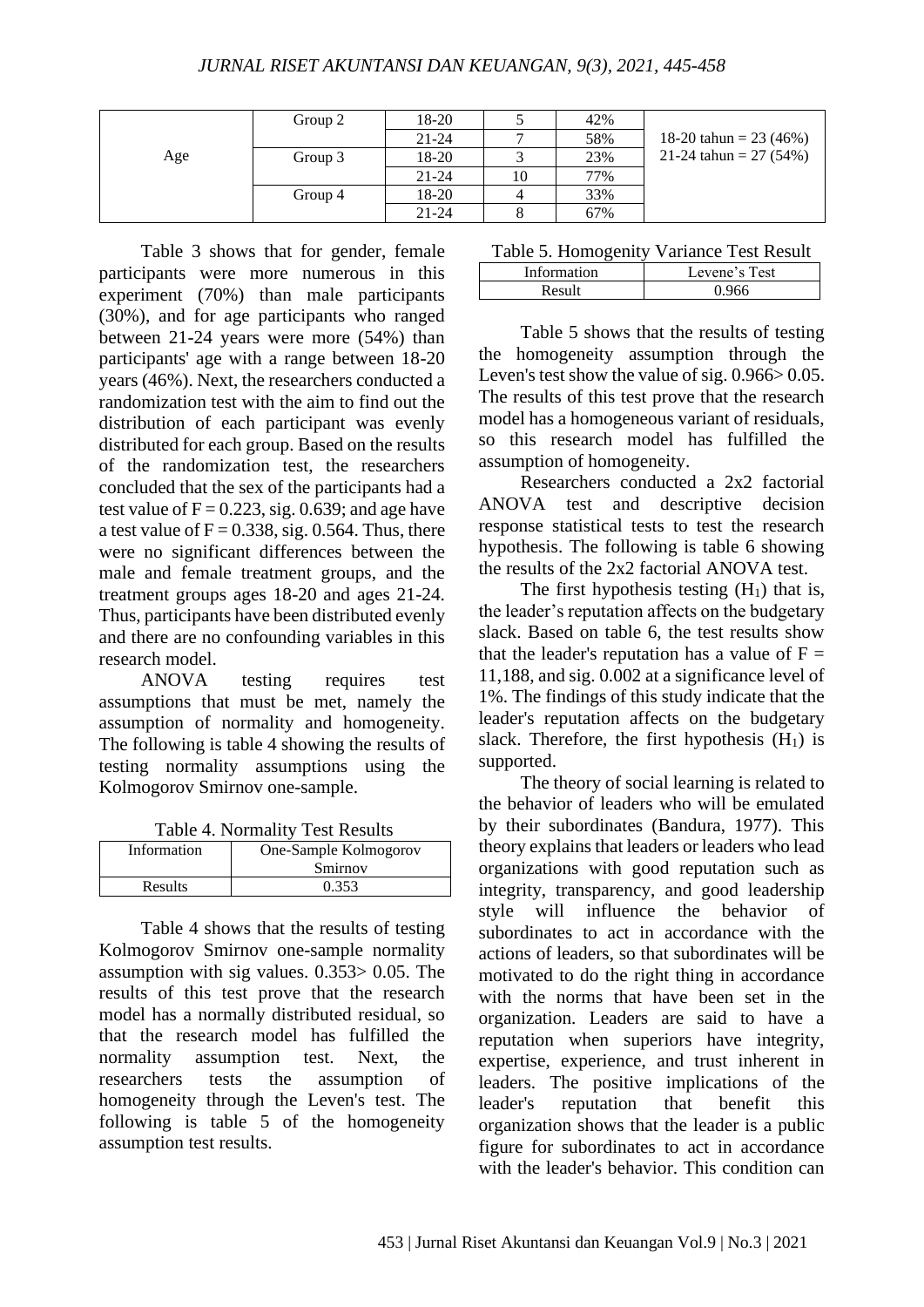| | | | | | |
|---|---|---|---|---|---|
| Age | Group 2 | 18-20 | 5 | 42% | 18-20 tahun = 23 (46%) 21-24 tahun = 27 (54%) |
| | | 21-24 | 7 | 58% | |
| | Group 3 | 18-20 | 3 | 23% | |
| | | 21-24 | 10 | 77% | |
| | Group 4 | 18-20 | 4 | 33% | |
| | | 21-24 | 8 | 67% | |

Table 3 shows that for gender, female participants were more numerous in this experiment (70%) than male participants (30%), and for age participants who ranged between 21-24 years were more (54%) than participants' age with a range between 18-20 years (46%). Next, the researchers conducted a randomization test with the aim to find out the distribution of each participant was evenly distributed for each group. Based on the results of the randomization test, the researchers concluded that the sex of the participants had a test value of $F = 0.223$, sig. 0.639; and age have a test value of $F = 0.338$, sig. 0.564. Thus, there were no significant differences between the male and female treatment groups, and the treatment groups ages 18-20 and ages 21-24. Thus, participants have been distributed evenly and there are no confounding variables in this research model.

ANOVA testing requires test assumptions that must be met, namely the assumption of normality and homogeneity. The following is table 4 showing the results of testing normality assumptions using the Kolmogorov Smirnov one-sample.

Table 4. Normality Test Results

| Information | One-Sample Kolmogorov Smirnov |
|---|---|
| Results | 0.353 |

Table 4 shows that the results of testing Kolmogorov Smirnov one-sample normality assumption with sig values. 0.353> 0.05. The results of this test prove that the research model has a normally distributed residual, so that the research model has fulfilled the normality assumption test. Next, the researchers tests the assumption of homogeneity through the Leven's test. The following is table 5 of the homogeneity assumption test results.

Table 5. Homogenity Variance Test Result

| Information | Levene's Test |
|---|---|
| Result | 0.966 |

Table 5 shows that the results of testing the homogeneity assumption through the Leven's test show the value of sig. 0.966> 0.05. The results of this test prove that the research model has a homogeneous variant of residuals, so this research model has fulfilled the assumption of homogeneity.

Researchers conducted a 2x2 factorial ANOVA test and descriptive decision response statistical tests to test the research hypothesis. The following is table 6 showing the results of the 2x2 factorial ANOVA test.

The first hypothesis testing ($H_1$) that is, the leader's reputation affects on the budgetary slack. Based on table 6, the test results show that the leader's reputation has a value of $F =$ 11,188, and sig. 0.002 at a significance level of 1%. The findings of this study indicate that the leader's reputation affects on the budgetary slack. Therefore, the first hypothesis ($H_1$) is supported.

The theory of social learning is related to the behavior of leaders who will be emulated by their subordinates (Bandura, 1977). This theory explains that leaders or leaders who lead organizations with good reputation such as integrity, transparency, and good leadership style will influence the behavior of subordinates to act in accordance with the actions of leaders, so that subordinates will be motivated to do the right thing in accordance with the norms that have been set in the organization. Leaders are said to have a reputation when superiors have integrity, expertise, experience, and trust inherent in leaders. The positive implications of the leader's reputation that benefit this organization shows that the leader is a public figure for subordinates to act in accordance with the leader's behavior. This condition can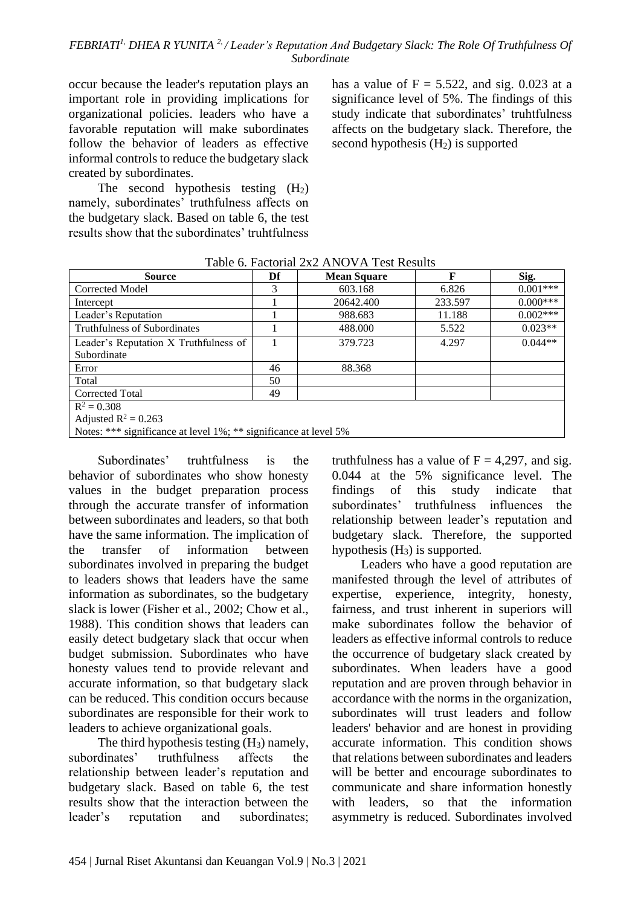occur because the leader's reputation plays an important role in providing implications for organizational policies. leaders who have a favorable reputation will make subordinates follow the behavior of leaders as effective informal controls to reduce the budgetary slack created by subordinates.

The second hypothesis testing ($H_2$) namely, subordinates' truthfulness affects on the budgetary slack. Based on table 6, the test results show that the subordinates' truhtfulness has a value of $F = 5.522$, and sig. 0.023 at a significance level of 5%. The findings of this study indicate that subordinates' truhtfulness affects on the budgetary slack. Therefore, the second hypothesis ($H_2$) is supported

Table 6. Factorial 2x2 ANOVA Test Results

| Source | Df | Mean Square | F | Sig. |
|---|---|---|---|---|
| Corrected Model | 3 | 603.168 | 6.826 | 0.001*** |
| Intercept | 1 | 20642.400 | 233.597 | 0.000*** |
| Leader's Reputation | 1 | 988.683 | 11.188 | 0.002*** |
| Truthfulness of Subordinates | 1 | 488.000 | 5.522 | 0.023** |
| Leader's Reputation X Truthfulness of Subordinate | 1 | 379.723 | 4.297 | 0.044** |
| Error | 46 | 88.368 | | |
| Total | 50 | | | |
| Corrected Total | 49 | | | |

$R^2 = 0.308$
Adjusted $R^2 = 0.263$
Notes: *** significance at level 1%; ** significance at level 5%

Subordinates' truhtfulness is the behavior of subordinates who show honesty values in the budget preparation process through the accurate transfer of information between subordinates and leaders, so that both have the same information. The implication of the transfer of information between subordinates involved in preparing the budget to leaders shows that leaders have the same information as subordinates, so the budgetary slack is lower (Fisher et al., 2002; Chow et al., 1988). This condition shows that leaders can easily detect budgetary slack that occur when budget submission. Subordinates who have honesty values tend to provide relevant and accurate information, so that budgetary slack can be reduced. This condition occurs because subordinates are responsible for their work to leaders to achieve organizational goals.

The third hypothesis testing ($H_3$) namely, subordinates' truthfulness affects the relationship between leader's reputation and budgetary slack. Based on table 6, the test results show that the interaction between the leader's reputation and subordinates; truthfulness has a value of $F = 4{,}297$, and sig. 0.044 at the 5% significance level. The findings of this study indicate that subordinates' truthfulness influences the relationship between leader's reputation and budgetary slack. Therefore, the supported hypothesis ($H_3$) is supported.

Leaders who have a good reputation are manifested through the level of attributes of expertise, experience, integrity, honesty, fairness, and trust inherent in superiors will make subordinates follow the behavior of leaders as effective informal controls to reduce the occurrence of budgetary slack created by subordinates. When leaders have a good reputation and are proven through behavior in accordance with the norms in the organization, subordinates will trust leaders and follow leaders' behavior and are honest in providing accurate information. This condition shows that relations between subordinates and leaders will be better and encourage subordinates to communicate and share information honestly with leaders, so that the information asymmetry is reduced. Subordinates involved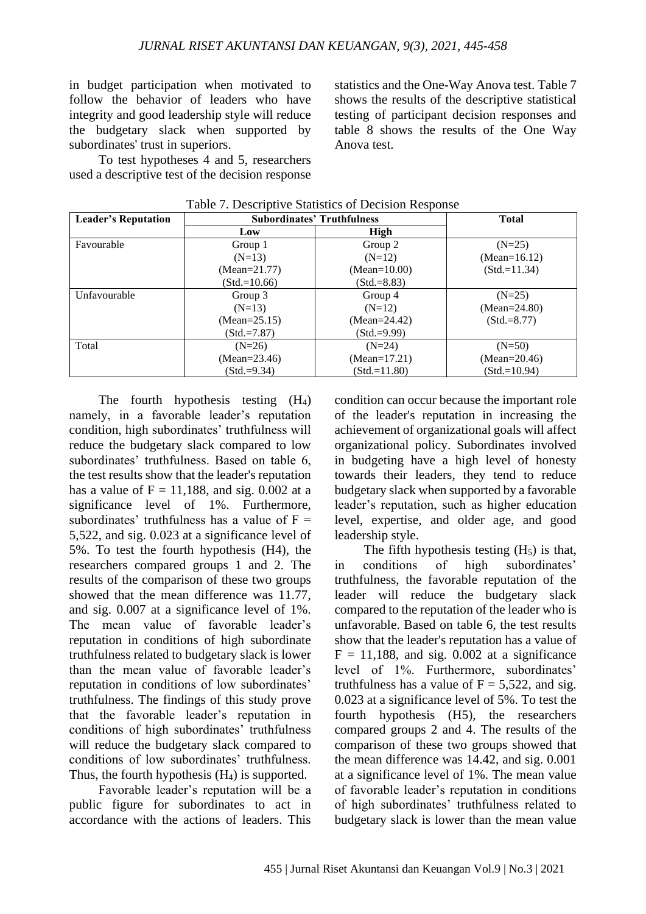in budget participation when motivated to follow the behavior of leaders who have integrity and good leadership style will reduce the budgetary slack when supported by subordinates' trust in superiors.

To test hypotheses 4 and 5, researchers used a descriptive test of the decision response statistics and the One-Way Anova test. Table 7 shows the results of the descriptive statistical testing of participant decision responses and table 8 shows the results of the One Way Anova test.

Table 7. Descriptive Statistics of Decision Response

| Leader's Reputation | Subordinates' Truthfulness | | Total |
|---|---|---|---|
| | Low | High | |
| Favourable | Group 1<br>(N=13)<br>(Mean=21.77)<br>(Std.=10.66) | Group 2<br>(N=12)<br>(Mean=10.00)<br>(Std.=8.83) | (N=25)<br>(Mean=16.12)<br>(Std.=11.34) |
| Unfavourable | Group 3<br>(N=13)<br>(Mean=25.15)<br>(Std.=7.87) | Group 4<br>(N=12)<br>(Mean=24.42)<br>(Std.=9.99) | (N=25)<br>(Mean=24.80)<br>(Std.=8.77) |
| Total | (N=26)<br>(Mean=23.46)<br>(Std.=9.34) | (N=24)<br>(Mean=17.21)<br>(Std.=11.80) | (N=50)<br>(Mean=20.46)<br>(Std.=10.94) |

The fourth hypothesis testing ($H_4$) namely, in a favorable leader's reputation condition, high subordinates' truthfulness will reduce the budgetary slack compared to low subordinates' truthfulness. Based on table 6, the test results show that the leader's reputation has a value of $F = 11{,}188$, and sig. 0.002 at a significance level of 1%. Furthermore, subordinates' truthfulness has a value of $F = 5{,}522$, and sig. 0.023 at a significance level of 5%. To test the fourth hypothesis (H4), the researchers compared groups 1 and 2. The results of the comparison of these two groups showed that the mean difference was 11.77, and sig. 0.007 at a significance level of 1%. The mean value of favorable leader's reputation in conditions of high subordinate truthfulness related to budgetary slack is lower than the mean value of favorable leader's reputation in conditions of low subordinates' truthfulness. The findings of this study prove that the favorable leader's reputation in conditions of high subordinates' truthfulness will reduce the budgetary slack compared to conditions of low subordinates' truthfulness. Thus, the fourth hypothesis ($H_4$) is supported.

Favorable leader's reputation will be a public figure for subordinates to act in accordance with the actions of leaders. This condition can occur because the important role of the leader's reputation in increasing the achievement of organizational goals will affect organizational policy. Subordinates involved in budgeting have a high level of honesty towards their leaders, they tend to reduce budgetary slack when supported by a favorable leader's reputation, such as higher education level, expertise, and older age, and good leadership style.

The fifth hypothesis testing ($H_5$) is that, in conditions of high subordinates' truthfulness, the favorable reputation of the leader will reduce the budgetary slack compared to the reputation of the leader who is unfavorable. Based on table 6, the test results show that the leader's reputation has a value of $F = 11{,}188$, and sig. 0.002 at a significance level of 1%. Furthermore, subordinates' truthfulness has a value of $F = 5{,}522$, and sig. 0.023 at a significance level of 5%. To test the fourth hypothesis (H5), the researchers compared groups 2 and 4. The results of the comparison of these two groups showed that the mean difference was 14.42, and sig. 0.001 at a significance level of 1%. The mean value of favorable leader's reputation in conditions of high subordinates' truthfulness related to budgetary slack is lower than the mean value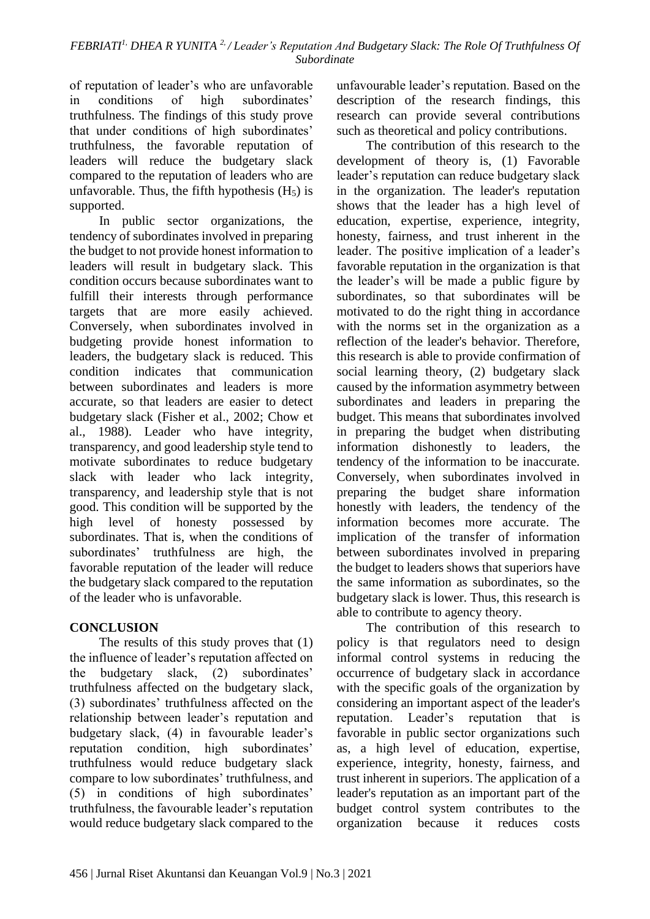of reputation of leader's who are unfavorable in conditions of high subordinates' truthfulness. The findings of this study prove that under conditions of high subordinates' truthfulness, the favorable reputation of leaders will reduce the budgetary slack compared to the reputation of leaders who are unfavorable. Thus, the fifth hypothesis ($H_5$) is supported.

In public sector organizations, the tendency of subordinates involved in preparing the budget to not provide honest information to leaders will result in budgetary slack. This condition occurs because subordinates want to fulfill their interests through performance targets that are more easily achieved. Conversely, when subordinates involved in budgeting provide honest information to leaders, the budgetary slack is reduced. This condition indicates that communication between subordinates and leaders is more accurate, so that leaders are easier to detect budgetary slack (Fisher et al., 2002; Chow et al., 1988). Leader who have integrity, transparency, and good leadership style tend to motivate subordinates to reduce budgetary slack with leader who lack integrity, transparency, and leadership style that is not good. This condition will be supported by the high level of honesty possessed by subordinates. That is, when the conditions of subordinates' truthfulness are high, the favorable reputation of the leader will reduce the budgetary slack compared to the reputation of the leader who is unfavorable.

## CONCLUSION

The results of this study proves that (1) the influence of leader's reputation affected on the budgetary slack, (2) subordinates' truthfulness affected on the budgetary slack, (3) subordinates' truthfulness affected on the relationship between leader's reputation and budgetary slack, (4) in favourable leader's reputation condition, high subordinates' truthfulness would reduce budgetary slack compare to low subordinates' truthfulness, and (5) in conditions of high subordinates' truthfulness, the favourable leader's reputation would reduce budgetary slack compared to the unfavourable leader's reputation. Based on the description of the research findings, this research can provide several contributions such as theoretical and policy contributions.

The contribution of this research to the development of theory is, (1) Favorable leader's reputation can reduce budgetary slack in the organization. The leader's reputation shows that the leader has a high level of education, expertise, experience, integrity, honesty, fairness, and trust inherent in the leader. The positive implication of a leader's favorable reputation in the organization is that the leader's will be made a public figure by subordinates, so that subordinates will be motivated to do the right thing in accordance with the norms set in the organization as a reflection of the leader's behavior. Therefore, this research is able to provide confirmation of social learning theory, (2) budgetary slack caused by the information asymmetry between subordinates and leaders in preparing the budget. This means that subordinates involved in preparing the budget when distributing information dishonestly to leaders, the tendency of the information to be inaccurate. Conversely, when subordinates involved in preparing the budget share information honestly with leaders, the tendency of the information becomes more accurate. The implication of the transfer of information between subordinates involved in preparing the budget to leaders shows that superiors have the same information as subordinates, so the budgetary slack is lower. Thus, this research is able to contribute to agency theory.

The contribution of this research to policy is that regulators need to design informal control systems in reducing the occurrence of budgetary slack in accordance with the specific goals of the organization by considering an important aspect of the leader's reputation. Leader's reputation that is favorable in public sector organizations such as, a high level of education, expertise, experience, integrity, honesty, fairness, and trust inherent in superiors. The application of a leader's reputation as an important part of the budget control system contributes to the organization because it reduces costs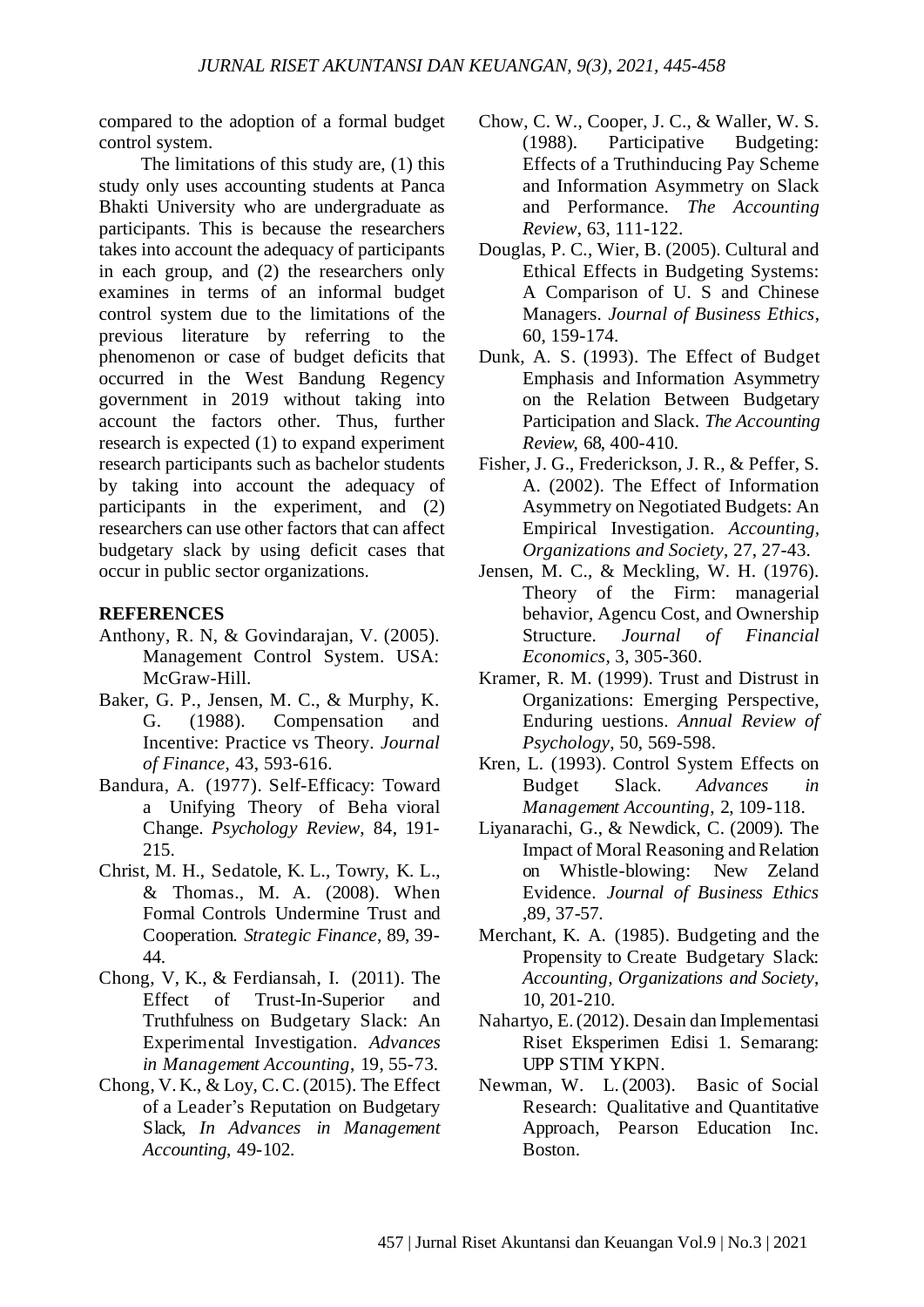compared to the adoption of a formal budget control system.

The limitations of this study are, (1) this study only uses accounting students at Panca Bhakti University who are undergraduate as participants. This is because the researchers takes into account the adequacy of participants in each group, and (2) the researchers only examines in terms of an informal budget control system due to the limitations of the previous literature by referring to the phenomenon or case of budget deficits that occurred in the West Bandung Regency government in 2019 without taking into account the factors other. Thus, further research is expected (1) to expand experiment research participants such as bachelor students by taking into account the adequacy of participants in the experiment, and (2) researchers can use other factors that can affect budgetary slack by using deficit cases that occur in public sector organizations.

**REFERENCES**

Anthony, R. N, & Govindarajan, V. (2005). Management Control System. USA: McGraw-Hill.

Baker, G. P., Jensen, M. C., & Murphy, K. G. (1988). Compensation and Incentive: Practice vs Theory. *Journal of Finance*, 43, 593-616.

Bandura, A. (1977). Self-Efficacy: Toward a Unifying Theory of Beha vioral Change. *Psychology Review*, 84, 191-215.

Christ, M. H., Sedatole, K. L., Towry, K. L., & Thomas., M. A. (2008). When Formal Controls Undermine Trust and Cooperation. *Strategic Finance*, 89, 39-44.

Chong, V, K., & Ferdiansah, I. (2011). The Effect of Trust-In-Superior and Truthfulness on Budgetary Slack: An Experimental Investigation. *Advances in Management Accounting*, 19, 55-73.

Chong, V. K., & Loy, C. C. (2015). The Effect of a Leader's Reputation on Budgetary Slack, *In Advances in Management Accounting*, 49-102.

Chow, C. W., Cooper, J. C., & Waller, W. S. (1988). Participative Budgeting: Effects of a Truthinducing Pay Scheme and Information Asymmetry on Slack and Performance. *The Accounting Review*, 63, 111-122.

Douglas, P. C., Wier, B. (2005). Cultural and Ethical Effects in Budgeting Systems: A Comparison of U. S and Chinese Managers. *Journal of Business Ethics*, 60, 159-174.

Dunk, A. S. (1993). The Effect of Budget Emphasis and Information Asymmetry on the Relation Between Budgetary Participation and Slack. *The Accounting Review*, 68, 400-410.

Fisher, J. G., Frederickson, J. R., & Peffer, S. A. (2002). The Effect of Information Asymmetry on Negotiated Budgets: An Empirical Investigation. *Accounting, Organizations and Society*, 27, 27-43.

Jensen, M. C., & Meckling, W. H. (1976). Theory of the Firm: managerial behavior, Agencu Cost, and Ownership Structure. *Journal of Financial Economics*, 3, 305-360.

Kramer, R. M. (1999). Trust and Distrust in Organizations: Emerging Perspective, Enduring uestions. *Annual Review of Psychology*, 50, 569-598.

Kren, L. (1993). Control System Effects on Budget Slack. *Advances in Management Accounting*, 2, 109-118.

Liyanarachi, G., & Newdick, C. (2009). The Impact of Moral Reasoning and Relation on Whistle-blowing: New Zeland Evidence. *Journal of Business Ethics* ,89, 37-57.

Merchant, K. A. (1985). Budgeting and the Propensity to Create Budgetary Slack: *Accounting, Organizations and Society*, 10, 201-210.

Nahartyo, E. (2012). Desain dan Implementasi Riset Eksperimen Edisi 1. Semarang: UPP STIM YKPN.

Newman, W. L. (2003). Basic of Social Research: Qualitative and Quantitative Approach, Pearson Education Inc. Boston.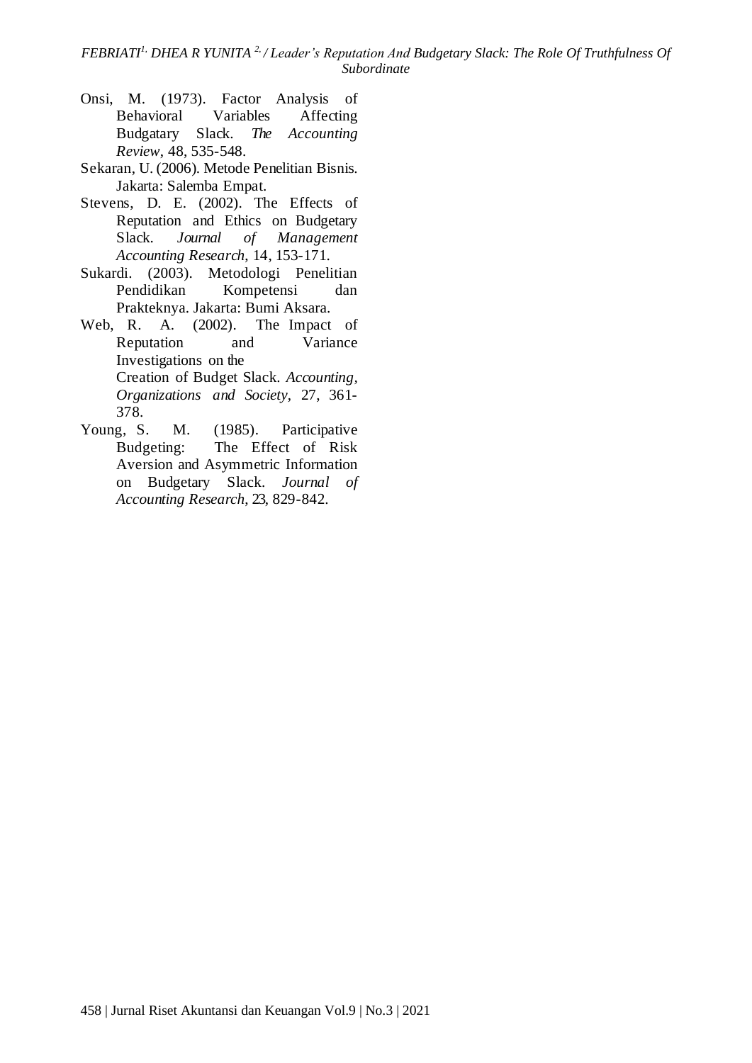Onsi, M. (1973). Factor Analysis of Behavioral Variables Affecting Budgatary Slack. *The Accounting Review*, 48, 535-548.

Sekaran, U. (2006). Metode Penelitian Bisnis. Jakarta: Salemba Empat.

Stevens, D. E. (2002). The Effects of Reputation and Ethics on Budgetary Slack. *Journal of Management Accounting Research*, 14, 153-171.

Sukardi. (2003). Metodologi Penelitian Pendidikan Kompetensi dan Prakteknya. Jakarta: Bumi Aksara.

Web, R. A. (2002). The Impact of Reputation and Variance Investigations on the Creation of Budget Slack. *Accounting, Organizations and Society*, 27, 361-378.

Young, S. M. (1985). Participative Budgeting: The Effect of Risk Aversion and Asymmetric Information on Budgetary Slack. *Journal of Accounting Research*, 23, 829-842.